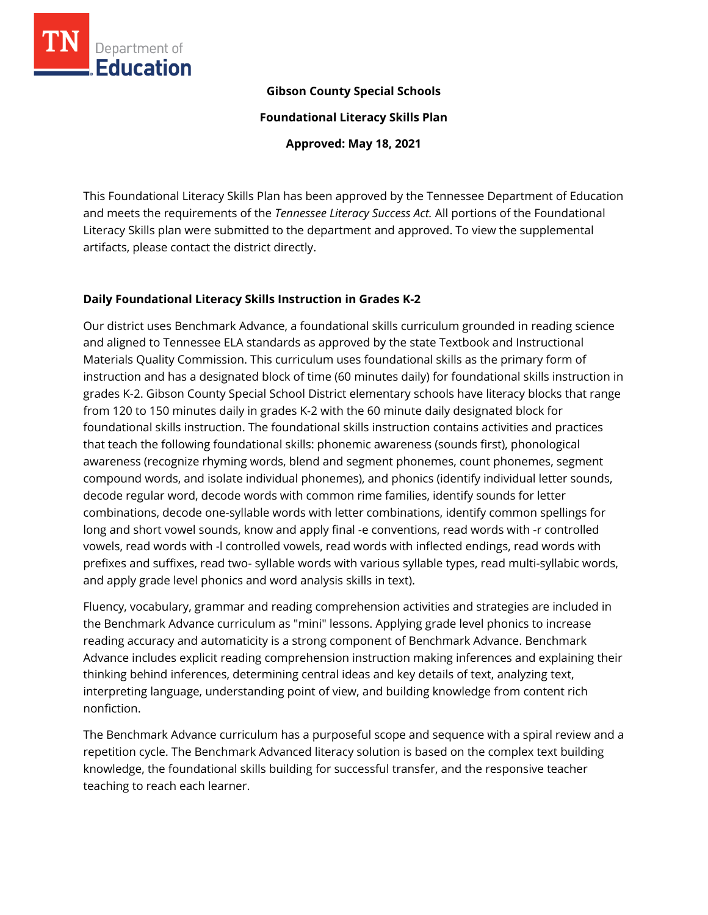**Gibson County Special Schools**

**Foundational Literacy Skills Plan**

**Approved: May 18, 2021**

This Foundational Literacy Skills Plan has been approved by the Tennessee Department of Education and meets the requirements of the *Tennessee Literacy Success Act.* All portions of the Foundational Literacy Skills plan were submitted to the department and approved. To view the supplemental artifacts, please contact the district directly.

## Daily Foundational Literacy Skills Instruction in Grades K-2

Our district uses Benchmark Advance, a foundational skills curriculum grounded in reading science and aligned to Tennessee ELA standards as approved by the state Textbook and Instructional Materials Quality Commission. This curriculum uses foundational skills as the primary form of instruction and has a designated block of time (60 minutes daily) for foundational skills instruction in grades K-2. Gibson County Special School District elementary schools have literacy blocks that range from 120 to 150 minutes daily in grades K-2 with the 60 minute daily designated block for foundational skills instruction. The foundational skills instruction contains activities and practices that teach the following foundational skills: phonemic awareness (sounds first), phonological awareness (recognize rhyming words, blend and segment phonemes, count phonemes, segment compound words, and isolate individual phonemes), and phonics (identify individual letter sounds, decode regular word, decode words with common rime families, identify sounds for letter combinations, decode one-syllable words with letter combinations, identify common spellings for long and short vowel sounds, know and apply final -e conventions, read words with -r controlled vowels, read words with -l controlled vowels, read words with inflected endings, read words with prefixes and suffixes, read two- syllable words with various syllable types, read multi-syllabic words, and apply grade level phonics and word analysis skills in text).

Fluency, vocabulary, grammar and reading comprehension activities and strategies are included in the Benchmark Advance curriculum as "mini" lessons. Applying grade level phonics to increase reading accuracy and automaticity is a strong component of Benchmark Advance. Benchmark Advance includes explicit reading comprehension instruction making inferences and explaining their thinking behind inferences, determining central ideas and key details of text, analyzing text, interpreting language, understanding point of view, and building knowledge from content rich nonfiction.

The Benchmark Advance curriculum has a purposeful scope and sequence with a spiral review and a repetition cycle. The Benchmark Advanced literacy solution is based on the complex text building knowledge, the foundational skills building for successful transfer, and the responsive teacher teaching to reach each learner.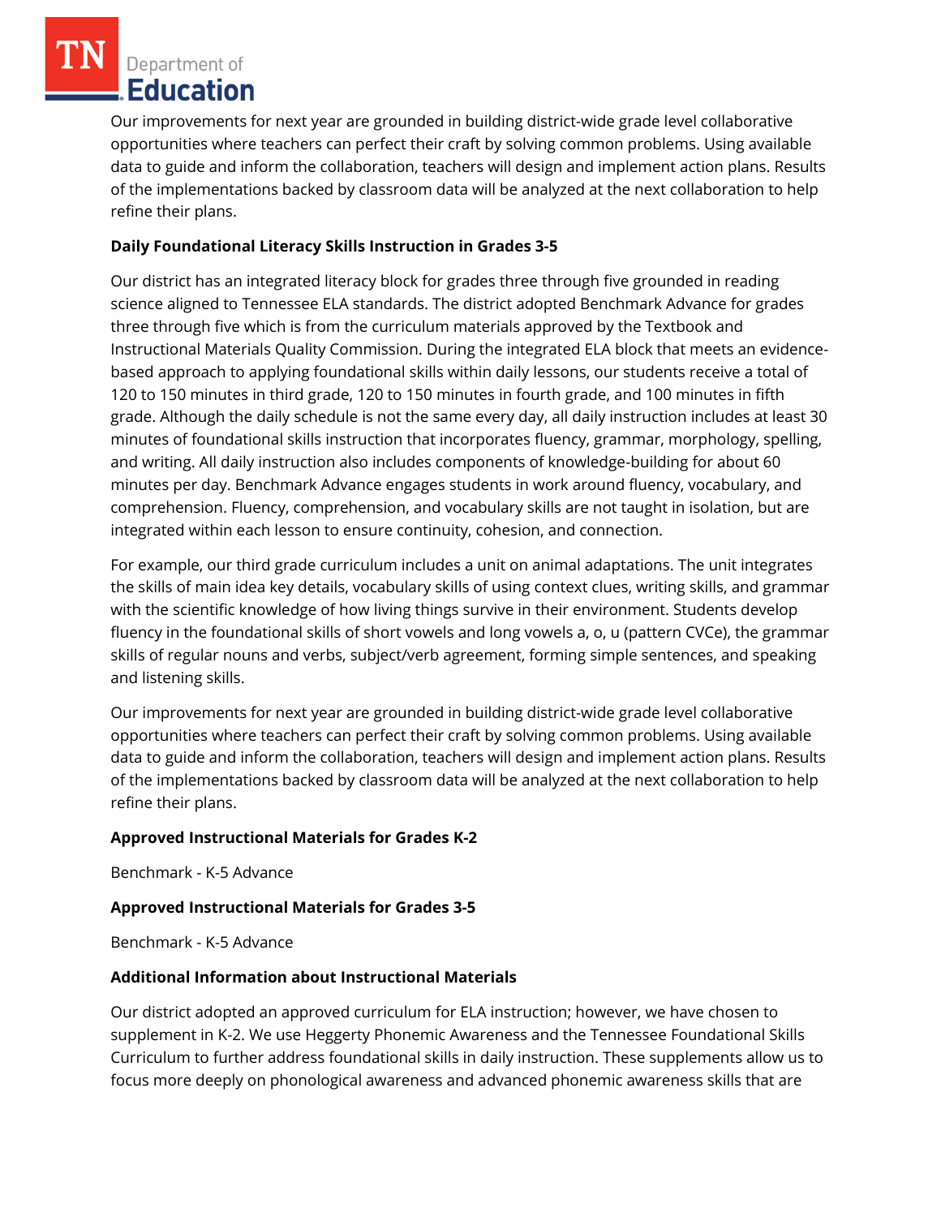Our improvements for next year are grounded in building district-wide grade level collaborative opportunities where teachers can perfect their craft by solving common problems. Using available data to guide and inform the collaboration, teachers will design and implement action plans. Results of the implementations backed by classroom data will be analyzed at the next collaboration to help refine their plans.

**Daily Foundational Literacy Skills Instruction in Grades 3-5**

Our district has an integrated literacy block for grades three through five grounded in reading science aligned to Tennessee ELA standards. The district adopted Benchmark Advance for grades three through five which is from the curriculum materials approved by the Textbook and Instructional Materials Quality Commission. During the integrated ELA block that meets an evidence-based approach to applying foundational skills within daily lessons, our students receive a total of 120 to 150 minutes in third grade, 120 to 150 minutes in fourth grade, and 100 minutes in fifth grade. Although the daily schedule is not the same every day, all daily instruction includes at least 30 minutes of foundational skills instruction that incorporates fluency, grammar, morphology, spelling, and writing. All daily instruction also includes components of knowledge-building for about 60 minutes per day. Benchmark Advance engages students in work around fluency, vocabulary, and comprehension. Fluency, comprehension, and vocabulary skills are not taught in isolation, but are integrated within each lesson to ensure continuity, cohesion, and connection.

For example, our third grade curriculum includes a unit on animal adaptations. The unit integrates the skills of main idea key details, vocabulary skills of using context clues, writing skills, and grammar with the scientific knowledge of how living things survive in their environment. Students develop fluency in the foundational skills of short vowels and long vowels a, o, u (pattern CVCe), the grammar skills of regular nouns and verbs, subject/verb agreement, forming simple sentences, and speaking and listening skills.

Our improvements for next year are grounded in building district-wide grade level collaborative opportunities where teachers can perfect their craft by solving common problems. Using available data to guide and inform the collaboration, teachers will design and implement action plans. Results of the implementations backed by classroom data will be analyzed at the next collaboration to help refine their plans.

**Approved Instructional Materials for Grades K-2**

Benchmark - K-5 Advance

**Approved Instructional Materials for Grades 3-5**

Benchmark - K-5 Advance

**Additional Information about Instructional Materials**

Our district adopted an approved curriculum for ELA instruction; however, we have chosen to supplement in K-2. We use Heggerty Phonemic Awareness and the Tennessee Foundational Skills Curriculum to further address foundational skills in daily instruction. These supplements allow us to focus more deeply on phonological awareness and advanced phonemic awareness skills that are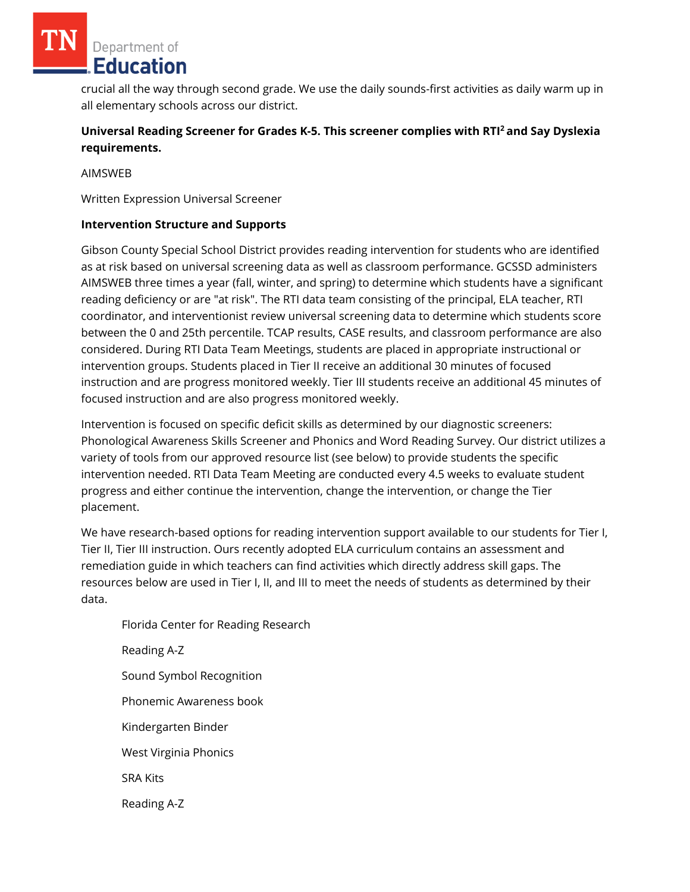crucial all the way through second grade. We use the daily sounds-first activities as daily warm up in all elementary schools across our district.

**Universal Reading Screener for Grades K-5. This screener complies with RTI[2] and Say Dyslexia requirements.**

AIMSWEB

Written Expression Universal Screener

**Intervention Structure and Supports**

Gibson County Special School District provides reading intervention for students who are identified as at risk based on universal screening data as well as classroom performance. GCSSD administers AIMSWEB three times a year (fall, winter, and spring) to determine which students have a significant reading deficiency or are "at risk". The RTI data team consisting of the principal, ELA teacher, RTI coordinator, and interventionist review universal screening data to determine which students score between the 0 and 25th percentile. TCAP results, CASE results, and classroom performance are also considered. During RTI Data Team Meetings, students are placed in appropriate instructional or intervention groups. Students placed in Tier II receive an additional 30 minutes of focused instruction and are progress monitored weekly. Tier III students receive an additional 45 minutes of focused instruction and are also progress monitored weekly.

Intervention is focused on specific deficit skills as determined by our diagnostic screeners: Phonological Awareness Skills Screener and Phonics and Word Reading Survey. Our district utilizes a variety of tools from our approved resource list (see below) to provide students the specific intervention needed. RTI Data Team Meeting are conducted every 4.5 weeks to evaluate student progress and either continue the intervention, change the intervention, or change the Tier placement.

We have research-based options for reading intervention support available to our students for Tier I, Tier II, Tier III instruction. Ours recently adopted ELA curriculum contains an assessment and remediation guide in which teachers can find activities which directly address skill gaps. The resources below are used in Tier I, II, and III to meet the needs of students as determined by their data.

Florida Center for Reading Research

Reading A-Z

Sound Symbol Recognition

Phonemic Awareness book

Kindergarten Binder

West Virginia Phonics

SRA Kits

Reading A-Z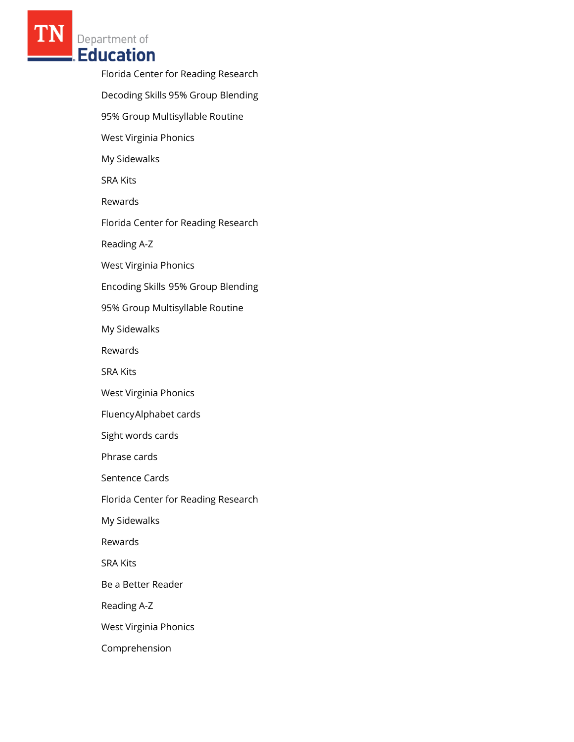Florida Center for Reading Research

Decoding Skills 95% Group Blending

95% Group Multisyllable Routine

West Virginia Phonics

My Sidewalks

SRA Kits

Rewards

Florida Center for Reading Research

Reading A-Z

West Virginia Phonics

Encoding Skills 95% Group Blending

95% Group Multisyllable Routine

My Sidewalks

Rewards

SRA Kits

West Virginia Phonics

FluencyAlphabet cards

Sight words cards

Phrase cards

Sentence Cards

Florida Center for Reading Research

My Sidewalks

Rewards

SRA Kits

Be a Better Reader

Reading A-Z

West Virginia Phonics

Comprehension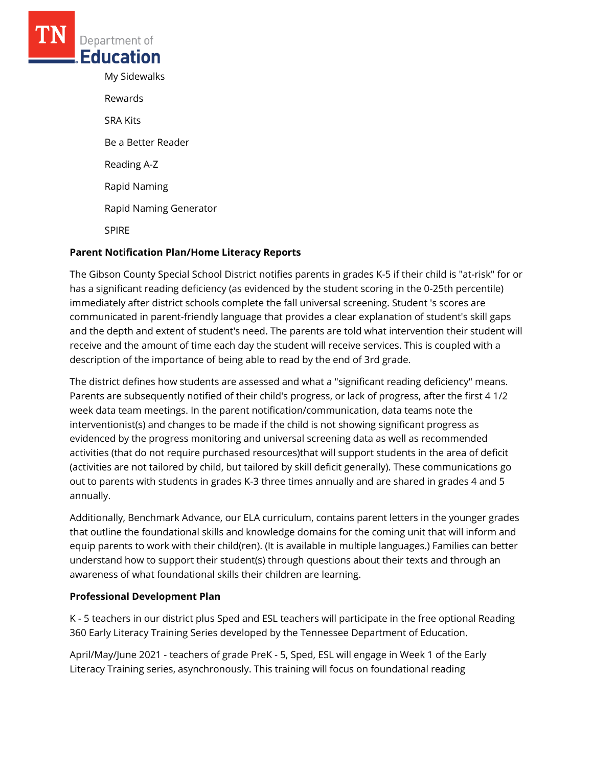My Sidewalks

Rewards

SRA Kits

Be a Better Reader

Reading A-Z

Rapid Naming

Rapid Naming Generator

SPIRE

**Parent Notification Plan/Home Literacy Reports**

The Gibson County Special School District notifies parents in grades K-5 if their child is "at-risk" for or has a significant reading deficiency (as evidenced by the student scoring in the 0-25th percentile) immediately after district schools complete the fall universal screening. Student 's scores are communicated in parent-friendly language that provides a clear explanation of student's skill gaps and the depth and extent of student's need. The parents are told what intervention their student will receive and the amount of time each day the student will receive services. This is coupled with a description of the importance of being able to read by the end of 3rd grade.

The district defines how students are assessed and what a "significant reading deficiency" means. Parents are subsequently notified of their child's progress, or lack of progress, after the first 4 1/2 week data team meetings. In the parent notification/communication, data teams note the interventionist(s) and changes to be made if the child is not showing significant progress as evidenced by the progress monitoring and universal screening data as well as recommended activities (that do not require purchased resources)that will support students in the area of deficit (activities are not tailored by child, but tailored by skill deficit generally). These communications go out to parents with students in grades K-3 three times annually and are shared in grades 4 and 5 annually.

Additionally, Benchmark Advance, our ELA curriculum, contains parent letters in the younger grades that outline the foundational skills and knowledge domains for the coming unit that will inform and equip parents to work with their child(ren). (It is available in multiple languages.) Families can better understand how to support their student(s) through questions about their texts and through an awareness of what foundational skills their children are learning.

**Professional Development Plan**

K - 5 teachers in our district plus Sped and ESL teachers will participate in the free optional Reading 360 Early Literacy Training Series developed by the Tennessee Department of Education.

April/May/June 2021 - teachers of grade PreK - 5, Sped, ESL will engage in Week 1 of the Early Literacy Training series, asynchronously. This training will focus on foundational reading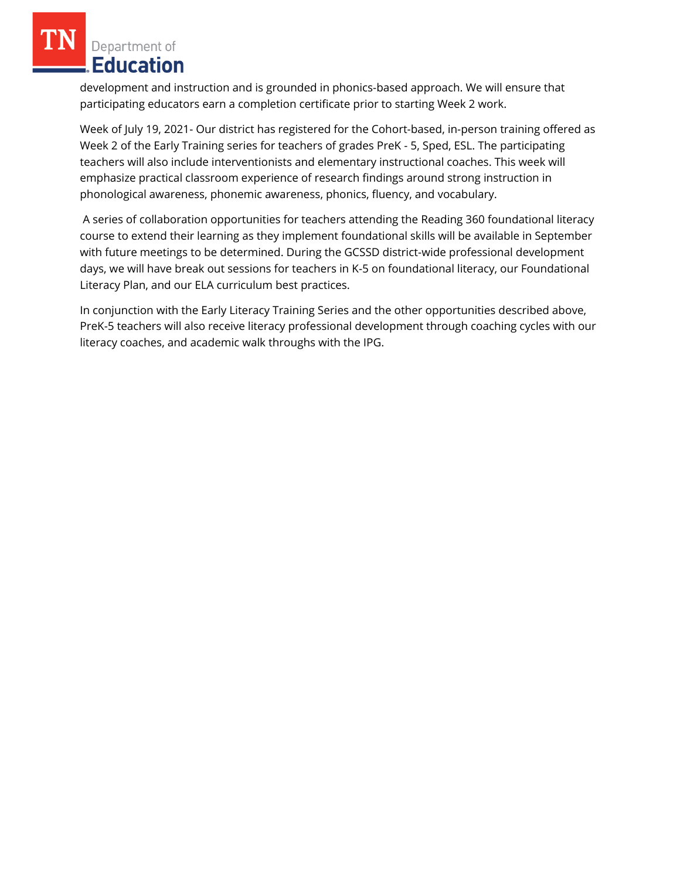development and instruction and is grounded in phonics-based approach. We will ensure that participating educators earn a completion certificate prior to starting Week 2 work.

Week of July 19, 2021- Our district has registered for the Cohort-based, in-person training offered as Week 2 of the Early Training series for teachers of grades PreK - 5, Sped, ESL. The participating teachers will also include interventionists and elementary instructional coaches. This week will emphasize practical classroom experience of research findings around strong instruction in phonological awareness, phonemic awareness, phonics, fluency, and vocabulary.

A series of collaboration opportunities for teachers attending the Reading 360 foundational literacy course to extend their learning as they implement foundational skills will be available in September with future meetings to be determined. During the GCSSD district-wide professional development days, we will have break out sessions for teachers in K-5 on foundational literacy, our Foundational Literacy Plan, and our ELA curriculum best practices.

In conjunction with the Early Literacy Training Series and the other opportunities described above, PreK-5 teachers will also receive literacy professional development through coaching cycles with our literacy coaches, and academic walk throughs with the IPG.